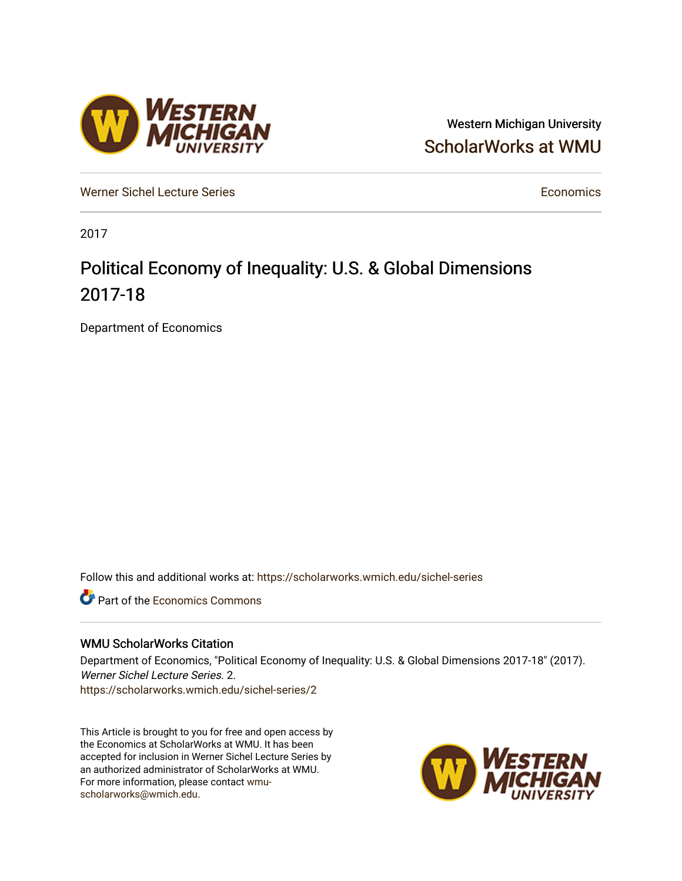Western Michigan University

ScholarWorks at WMU

Werner Sichel Lecture Series

Economics

2017

# Political Economy of Inequality: U.S. & Global Dimensions 2017-18

Department of Economics

Follow this and additional works at: https://scholarworks.wmich.edu/sichel-series

Part of the Economics Commons

## WMU ScholarWorks Citation

Department of Economics, "Political Economy of Inequality: U.S. & Global Dimensions 2017-18" (2017). *Werner Sichel Lecture Series*. 2.
https://scholarworks.wmich.edu/sichel-series/2

This Article is brought to you for free and open access by the Economics at ScholarWorks at WMU. It has been accepted for inclusion in Werner Sichel Lecture Series by an authorized administrator of ScholarWorks at WMU. For more information, please contact wmu-scholarworks@wmich.edu.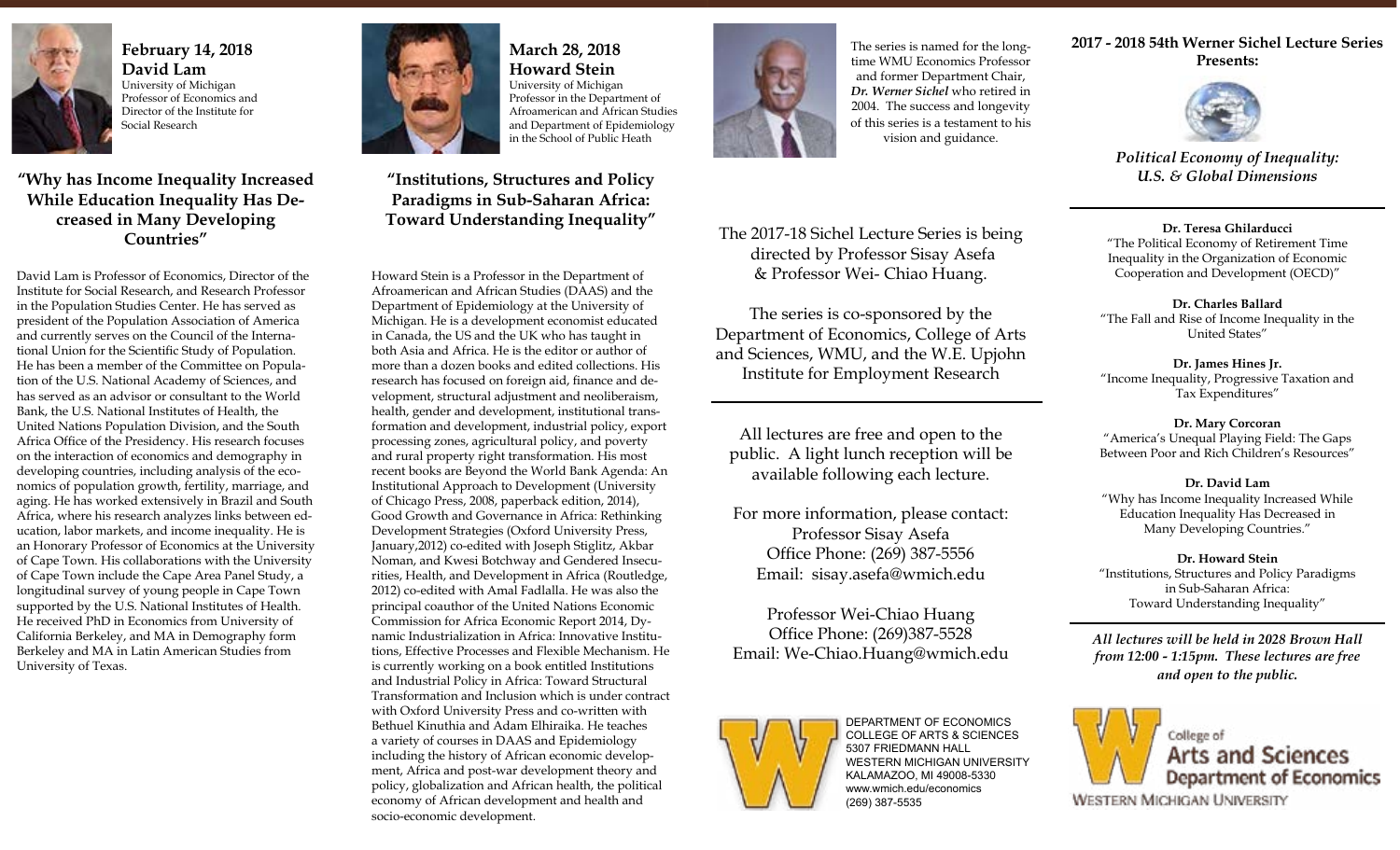## February 14, 2018
## David Lam

University of Michigan
Professor of Economics and Director of the Institute for Social Research

### "Why has Income Inequality Increased While Education Inequality Has Decreased in Many Developing Countries"

David Lam is Professor of Economics, Director of the Institute for Social Research, and Research Professor in the Population Studies Center. He has served as president of the Population Association of America and currently serves on the Council of the International Union for the Scientific Study of Population. He has been a member of the Committee on Population of the U.S. National Academy of Sciences, and has served as an advisor or consultant to the World Bank, the U.S. National Institutes of Health, the United Nations Population Division, and the South Africa Office of the Presidency. His research focuses on the interaction of economics and demography in developing countries, including analysis of the economics of population growth, fertility, marriage, and aging. He has worked extensively in Brazil and South Africa, where his research analyzes links between education, labor markets, and income inequality. He is an Honorary Professor of Economics at the University of Cape Town. His collaborations with the University of Cape Town include the Cape Area Panel Study, a longitudinal survey of young people in Cape Town supported by the U.S. National Institutes of Health. He received PhD in Economics from University of California Berkeley, and MA in Demography form Berkeley and MA in Latin American Studies from University of Texas.

## March 28, 2018
## Howard Stein

University of Michigan
Professor in the Department of Afroamerican and African Studies and Department of Epidemiology in the School of Public Heath

### "Institutions, Structures and Policy Paradigms in Sub-Saharan Africa: Toward Understanding Inequality"

Howard Stein is a Professor in the Department of Afroamerican and African Studies (DAAS) and the Department of Epidemiology at the University of Michigan. He is a development economist educated in Canada, the US and the UK who has taught in both Asia and Africa. He is the editor or author of more than a dozen books and edited collections. His research has focused on foreign aid, finance and development, structural adjustment and neoliberaism, health, gender and development, institutional transformation and development, industrial policy, export processing zones, agricultural policy, and poverty and rural property right transformation. His most recent books are Beyond the World Bank Agenda: An Institutional Approach to Development (University of Chicago Press, 2008, paperback edition, 2014), Good Growth and Governance in Africa: Rethinking Development Strategies (Oxford University Press, January,2012) co-edited with Joseph Stiglitz, Akbar Noman, and Kwesi Botchway and Gendered Insecurities, Health, and Development in Africa (Routledge, 2012) co-edited with Amal Fadlalla. He was also the principal coauthor of the United Nations Economic Commission for Africa Economic Report 2014, Dynamic Industrialization in Africa: Innovative Institutions, Effective Processes and Flexible Mechanism. He is currently working on a book entitled Institutions and Industrial Policy in Africa: Toward Structural Transformation and Inclusion which is under contract with Oxford University Press and co-written with Bethuel Kinuthia and Adam Elhiraika. He teaches a variety of courses in DAAS and Epidemiology including the history of African economic development, Africa and post-war development theory and policy, globalization and African health, the political economy of African development and health and socio-economic development.

The series is named for the long-time WMU Economics Professor and former Department Chair, ***Dr. Werner Sichel*** who retired in 2004. The success and longevity of this series is a testament to his vision and guidance.

The 2017-18 Sichel Lecture Series is being directed by Professor Sisay Asefa & Professor Wei- Chiao Huang.

The series is co-sponsored by the Department of Economics, College of Arts and Sciences, WMU, and the W.E. Upjohn Institute for Employment Research

All lectures are free and open to the public. A light lunch reception will be available following each lecture.

For more information, please contact:
Professor Sisay Asefa
Office Phone: (269) 387-5556
Email: sisay.asefa@wmich.edu

Professor Wei-Chiao Huang
Office Phone: (269)387-5528
Email: We-Chiao.Huang@wmich.edu

DEPARTMENT OF ECONOMICS
COLLEGE OF ARTS & SCIENCES
5307 FRIEDMANN HALL
WESTERN MICHIGAN UNIVERSITY
KALAMAZOO, MI 49008-5330
www.wmich.edu/economics
(269) 387-5535

## 2017 - 2018 54th Werner Sichel Lecture Series Presents:

### *Political Economy of Inequality: U.S. & Global Dimensions*

**Dr. Teresa Ghilarducci**
"The Political Economy of Retirement Time Inequality in the Organization of Economic Cooperation and Development (OECD)"

**Dr. Charles Ballard**
"The Fall and Rise of Income Inequality in the United States"

**Dr. James Hines Jr.**
"Income Inequality, Progressive Taxation and Tax Expenditures"

**Dr. Mary Corcoran**
"America's Unequal Playing Field: The Gaps Between Poor and Rich Children's Resources"

**Dr. David Lam**
"Why has Income Inequality Increased While Education Inequality Has Decreased in Many Developing Countries."

**Dr. Howard Stein**
"Institutions, Structures and Policy Paradigms in Sub-Saharan Africa: Toward Understanding Inequality"

***All lectures will be held in 2028 Brown Hall from 12:00 - 1:15pm. These lectures are free and open to the public.***

College of Arts and Sciences
Department of Economics
Western Michigan University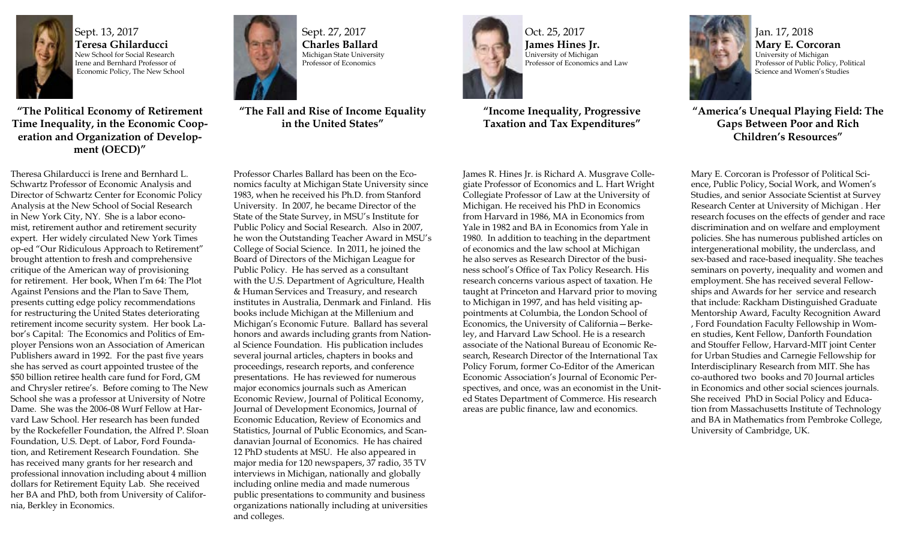Sept. 13, 2017
**Teresa Ghilarducci**
New School for Social Research
Irene and Bernhard Professor of Economic Policy, The New School

### "The Political Economy of Retirement Time Inequality, in the Economic Cooperation and Organization of Development (OECD)"

Theresa Ghilarducci is Irene and Bernhard L. Schwartz Professor of Economic Analysis and Director of Schwartz Center for Economic Policy Analysis at the New School of Social Research in New York City, NY. She is a labor economist, retirement author and retirement security expert. Her widely circulated New York Times op-ed "Our Ridiculous Approach to Retirement" brought attention to fresh and comprehensive critique of the American way of provisioning for retirement. Her book, When I'm 64: The Plot Against Pensions and the Plan to Save Them, presents cutting edge policy recommendations for restructuring the United States deteriorating retirement income security system. Her book Labor's Capital: The Economics and Politics of Employer Pensions won an Association of American Publishers award in 1992. For the past five years she has served as court appointed trustee of the $50 billion retiree health care fund for Ford, GM and Chrysler retiree's. Before coming to The New School she was a professor at University of Notre Dame. She was the 2006-08 Wurf Fellow at Harvard Law School. Her research has been funded by the Rockefeller Foundation, the Alfred P. Sloan Foundation, U.S. Dept. of Labor, Ford Foundation, and Retirement Research Foundation. She has received many grants for her research and professional innovation including about 4 million dollars for Retirement Equity Lab. She received her BA and PhD, both from University of California, Berkley in Economics.

Sept. 27, 2017
**Charles Ballard**
Michigan State University
Professor of Economics

### "The Fall and Rise of Income Equality in the United States"

Professor Charles Ballard has been on the Economics faculty at Michigan State University since 1983, when he received his Ph.D. from Stanford University. In 2007, he became Director of the State of the State Survey, in MSU's Institute for Public Policy and Social Research. Also in 2007, he won the Outstanding Teacher Award in MSU's College of Social Science. In 2011, he joined the Board of Directors of the Michigan League for Public Policy. He has served as a consultant with the U.S. Department of Agriculture, Health & Human Services and Treasury, and research institutes in Australia, Denmark and Finland. His books include Michigan at the Millenium and Michigan's Economic Future. Ballard has several honors and awards including grants from National Science Foundation. His publication includes several journal articles, chapters in books and proceedings, research reports, and conference presentations. He has reviewed for numerous major economics journals such as American Economic Review, Journal of Political Economy, Journal of Development Economics, Journal of Economic Education, Review of Economics and Statistics, Journal of Public Economics, and Scandanavian Journal of Economics. He has chaired 12 PhD students at MSU. He also appeared in major media for 120 newspapers, 37 radio, 35 TV interviews in Michigan, nationally and globally including online media and made numerous public presentations to community and business organizations nationally including at universities and colleges.

Oct. 25, 2017
**James Hines Jr.**
University of Michigan
Professor of Economics and Law

### "Income Inequality, Progressive Taxation and Tax Expenditures"

James R. Hines Jr. is Richard A. Musgrave Collegiate Professor of Economics and L. Hart Wright Collegiate Professor of Law at the University of Michigan. He received his PhD in Economics from Harvard in 1986, MA in Economics from Yale in 1982 and BA in Economics from Yale in 1980. In addition to teaching in the department of economics and the law school at Michigan he also serves as Research Director of the business school's Office of Tax Policy Research. His research concerns various aspect of taxation. He taught at Princeton and Harvard prior to moving to Michigan in 1997, and has held visiting appointments at Columbia, the London School of Economics, the University of California—Berkeley, and Harvard Law School. He is a research associate of the National Bureau of Economic Research, Research Director of the International Tax Policy Forum, former Co-Editor of the American Economic Association's Journal of Economic Perspectives, and once, was an economist in the United States Department of Commerce. His research areas are public finance, law and economics.

Jan. 17, 2018
**Mary E. Corcoran**
University of Michigan
Professor of Public Policy, Political Science and Women's Studies

### "America's Unequal Playing Field: The Gaps Between Poor and Rich Children's Resources"

Mary E. Corcoran is Professor of Political Science, Public Policy, Social Work, and Women's Studies, and senior Associate Scientist at Survey Research Center at University of Michigan . Her research focuses on the effects of gender and race discrimination and on welfare and employment policies. She has numerous published articles on intergenerational mobility, the underclass, and sex-based and race-based inequality. She teaches seminars on poverty, inequality and women and employment. She has received several Fellowships and Awards for her service and research that include: Rackham Distinguished Graduate Mentorship Award, Faculty Recognition Award , Ford Foundation Faculty Fellowship in Women studies, Kent Fellow, Danforth Foundation and Stouffer Fellow, Harvard-MIT joint Center for Urban Studies and Carnegie Fellowship for Interdisciplinary Research from MIT. She has co-authored two books and 70 Journal articles in Economics and other social sciences journals. She received PhD in Social Policy and Education from Massachusetts Institute of Technology and BA in Mathematics from Pembroke College, University of Cambridge, UK.